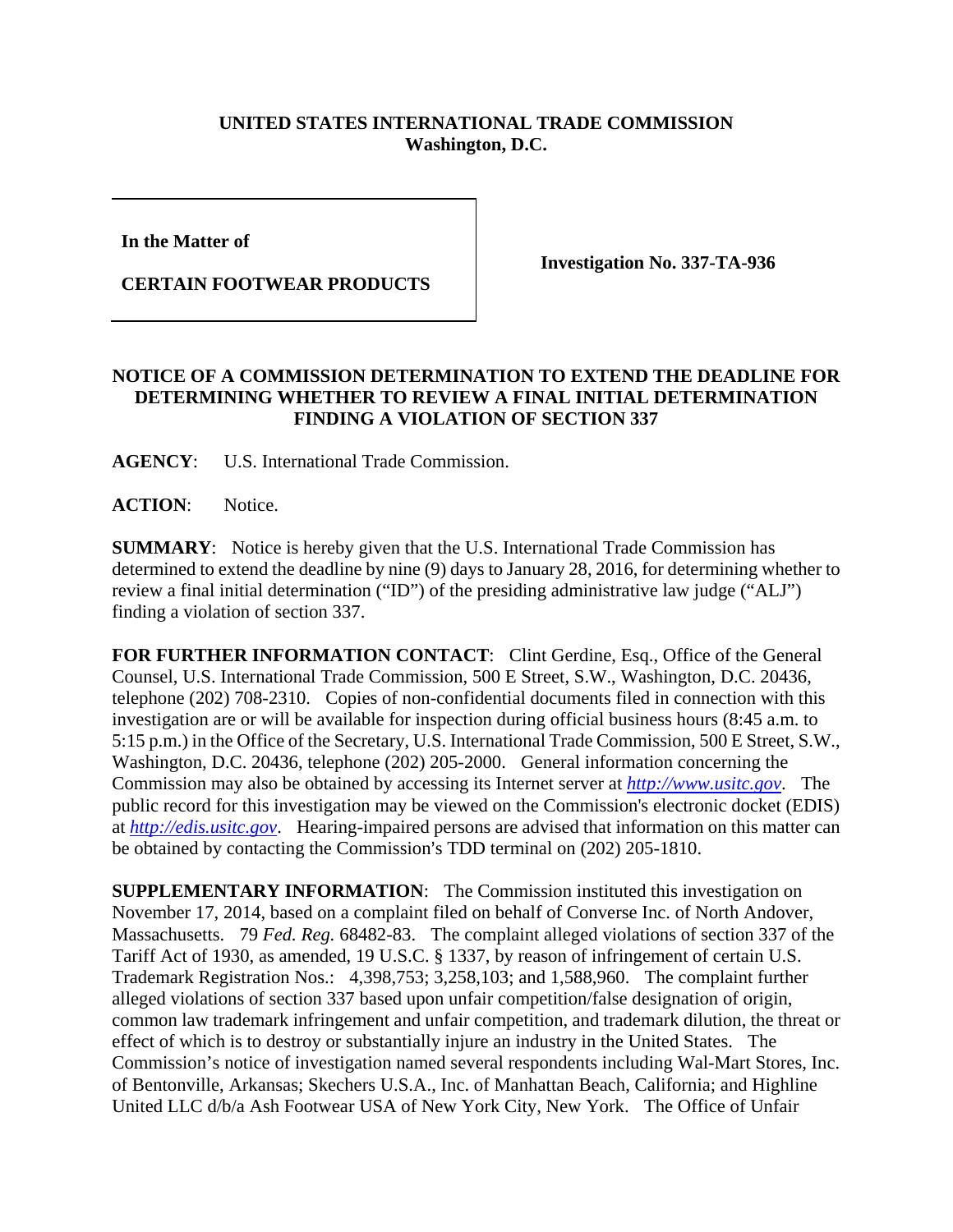**UNITED STATES INTERNATIONAL TRADE COMMISSION**
**Washington, D.C.**

| In the Matter of<br><br>CERTAIN FOOTWEAR PRODUCTS | Investigation No. 337-TA-936 |
|---|---|

**NOTICE OF A COMMISSION DETERMINATION TO EXTEND THE DEADLINE FOR DETERMINING WHETHER TO REVIEW A FINAL INITIAL DETERMINATION FINDING A VIOLATION OF SECTION 337**

**AGENCY**: U.S. International Trade Commission.

**ACTION**: Notice.

**SUMMARY**: Notice is hereby given that the U.S. International Trade Commission has determined to extend the deadline by nine (9) days to January 28, 2016, for determining whether to review a final initial determination ("ID") of the presiding administrative law judge ("ALJ") finding a violation of section 337.

**FOR FURTHER INFORMATION CONTACT**: Clint Gerdine, Esq., Office of the General Counsel, U.S. International Trade Commission, 500 E Street, S.W., Washington, D.C. 20436, telephone (202) 708-2310. Copies of non-confidential documents filed in connection with this investigation are or will be available for inspection during official business hours (8:45 a.m. to 5:15 p.m.) in the Office of the Secretary, U.S. International Trade Commission, 500 E Street, S.W., Washington, D.C. 20436, telephone (202) 205-2000. General information concerning the Commission may also be obtained by accessing its Internet server at *http://www.usitc.gov*. The public record for this investigation may be viewed on the Commission's electronic docket (EDIS) at *http://edis.usitc.gov*. Hearing-impaired persons are advised that information on this matter can be obtained by contacting the Commission's TDD terminal on (202) 205-1810.

**SUPPLEMENTARY INFORMATION**: The Commission instituted this investigation on November 17, 2014, based on a complaint filed on behalf of Converse Inc. of North Andover, Massachusetts. 79 *Fed. Reg.* 68482-83. The complaint alleged violations of section 337 of the Tariff Act of 1930, as amended, 19 U.S.C. § 1337, by reason of infringement of certain U.S. Trademark Registration Nos.: 4,398,753; 3,258,103; and 1,588,960. The complaint further alleged violations of section 337 based upon unfair competition/false designation of origin, common law trademark infringement and unfair competition, and trademark dilution, the threat or effect of which is to destroy or substantially injure an industry in the United States. The Commission's notice of investigation named several respondents including Wal-Mart Stores, Inc. of Bentonville, Arkansas; Skechers U.S.A., Inc. of Manhattan Beach, California; and Highline United LLC d/b/a Ash Footwear USA of New York City, New York. The Office of Unfair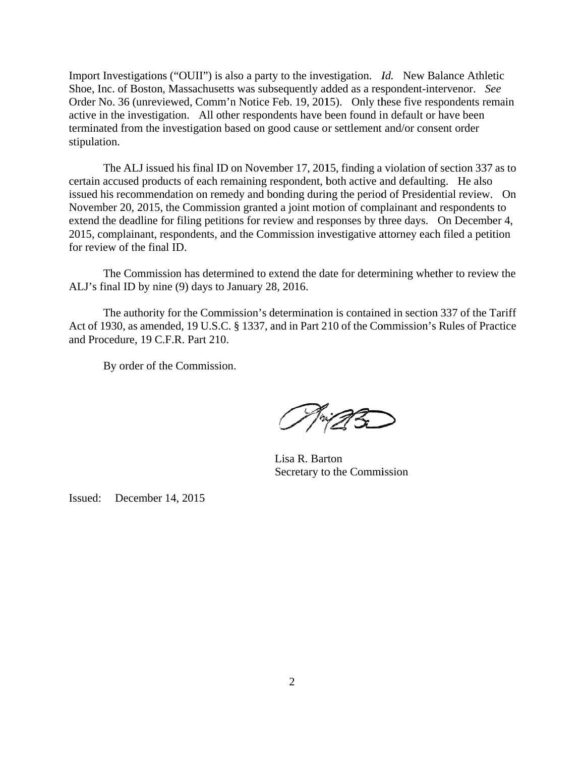Import Investigations ("OUII") is also a party to the investigation. *Id.* New Balance Athletic Shoe, Inc. of Boston, Massachusetts was subsequently added as a respondent-intervenor. *See* Order No. 36 (unreviewed, Comm'n Notice Feb. 19, 2015). Only these five respondents remain active in the investigation. All other respondents have been found in default or have been terminated from the investigation based on good cause or settlement and/or consent order stipulation.

The ALJ issued his final ID on November 17, 2015, finding a violation of section 337 as to certain accused products of each remaining respondent, both active and defaulting. He also issued his recommendation on remedy and bonding during the period of Presidential review. On November 20, 2015, the Commission granted a joint motion of complainant and respondents to extend the deadline for filing petitions for review and responses by three days. On December 4, 2015, complainant, respondents, and the Commission investigative attorney each filed a petition for review of the final ID.

The Commission has determined to extend the date for determining whether to review the ALJ's final ID by nine (9) days to January 28, 2016.

The authority for the Commission's determination is contained in section 337 of the Tariff Act of 1930, as amended, 19 U.S.C. § 1337, and in Part 210 of the Commission's Rules of Practice and Procedure, 19 C.F.R. Part 210.

By order of the Commission.

Lisa R. Barton
Secretary to the Commission

Issued: December 14, 2015